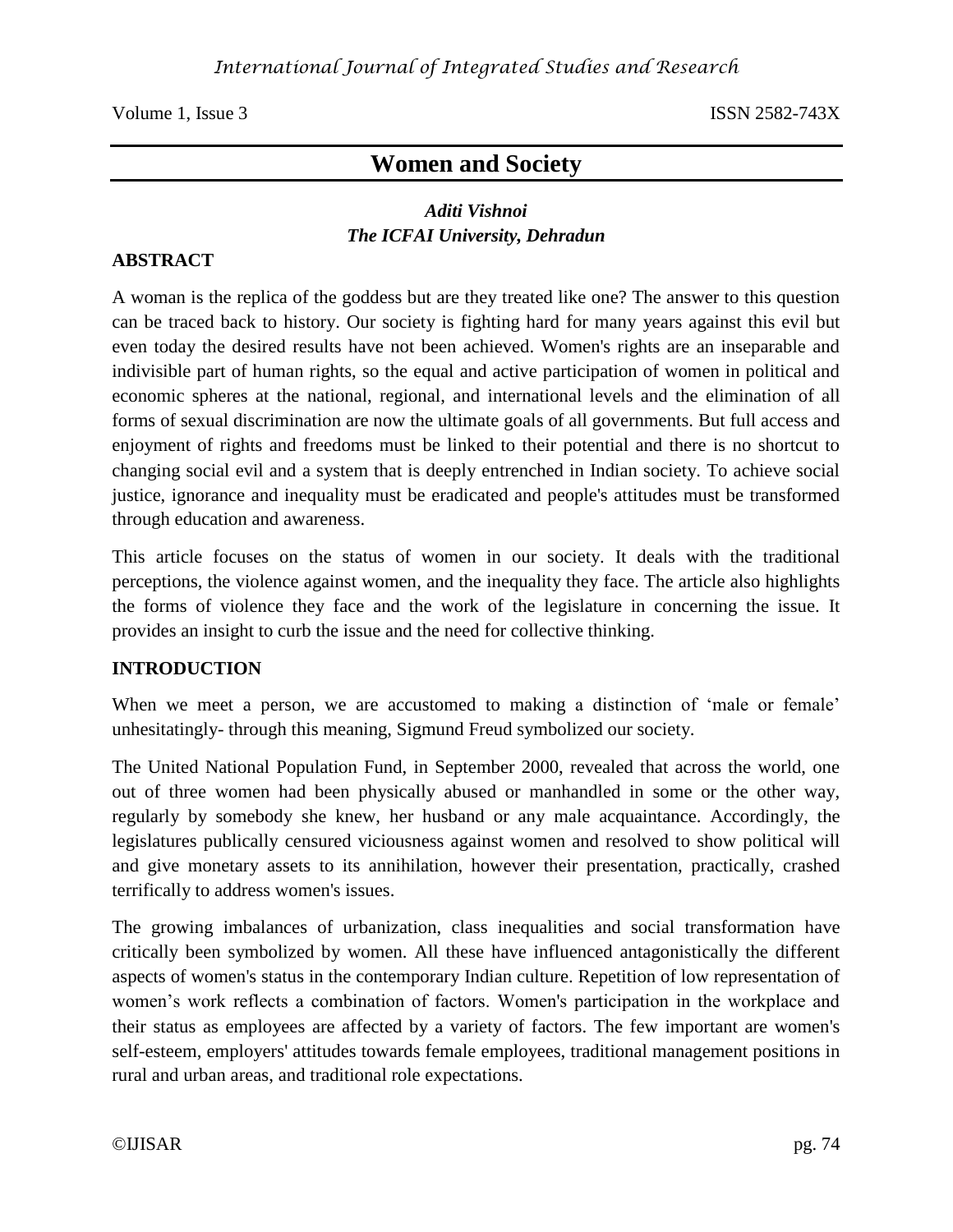# Women and Society

***Aditi Vishnoi***
***The ICFAI University, Dehradun***

## ABSTRACT

A woman is the replica of the goddess but are they treated like one? The answer to this question can be traced back to history. Our society is fighting hard for many years against this evil but even today the desired results have not been achieved. Women's rights are an inseparable and indivisible part of human rights, so the equal and active participation of women in political and economic spheres at the national, regional, and international levels and the elimination of all forms of sexual discrimination are now the ultimate goals of all governments. But full access and enjoyment of rights and freedoms must be linked to their potential and there is no shortcut to changing social evil and a system that is deeply entrenched in Indian society. To achieve social justice, ignorance and inequality must be eradicated and people's attitudes must be transformed through education and awareness.

This article focuses on the status of women in our society. It deals with the traditional perceptions, the violence against women, and the inequality they face. The article also highlights the forms of violence they face and the work of the legislature in concerning the issue. It provides an insight to curb the issue and the need for collective thinking.

## INTRODUCTION

When we meet a person, we are accustomed to making a distinction of 'male or female' unhesitatingly- through this meaning, Sigmund Freud symbolized our society.

The United National Population Fund, in September 2000, revealed that across the world, one out of three women had been physically abused or manhandled in some or the other way, regularly by somebody she knew, her husband or any male acquaintance. Accordingly, the legislatures publically censured viciousness against women and resolved to show political will and give monetary assets to its annihilation, however their presentation, practically, crashed terrifically to address women's issues.

The growing imbalances of urbanization, class inequalities and social transformation have critically been symbolized by women. All these have influenced antagonistically the different aspects of women's status in the contemporary Indian culture. Repetition of low representation of women's work reflects a combination of factors. Women's participation in the workplace and their status as employees are affected by a variety of factors. The few important are women's self-esteem, employers' attitudes towards female employees, traditional management positions in rural and urban areas, and traditional role expectations.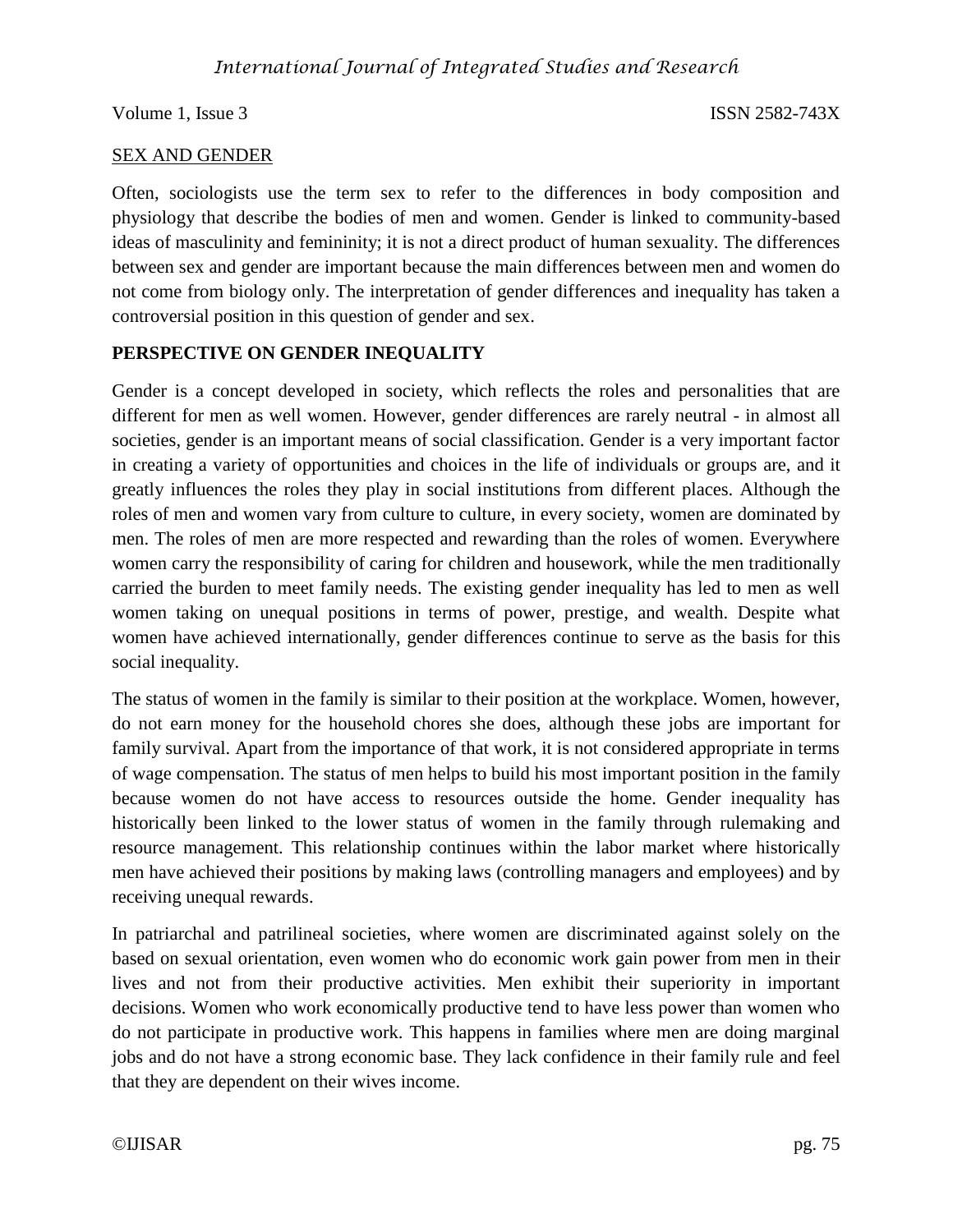<u>SEX AND GENDER</u>

Often, sociologists use the term sex to refer to the differences in body composition and physiology that describe the bodies of men and women. Gender is linked to community-based ideas of masculinity and femininity; it is not a direct product of human sexuality. The differences between sex and gender are important because the main differences between men and women do not come from biology only. The interpretation of gender differences and inequality has taken a controversial position in this question of gender and sex.

**PERSPECTIVE ON GENDER INEQUALITY**

Gender is a concept developed in society, which reflects the roles and personalities that are different for men as well women. However, gender differences are rarely neutral - in almost all societies, gender is an important means of social classification. Gender is a very important factor in creating a variety of opportunities and choices in the life of individuals or groups are, and it greatly influences the roles they play in social institutions from different places. Although the roles of men and women vary from culture to culture, in every society, women are dominated by men. The roles of men are more respected and rewarding than the roles of women. Everywhere women carry the responsibility of caring for children and housework, while the men traditionally carried the burden to meet family needs. The existing gender inequality has led to men as well women taking on unequal positions in terms of power, prestige, and wealth. Despite what women have achieved internationally, gender differences continue to serve as the basis for this social inequality.

The status of women in the family is similar to their position at the workplace. Women, however, do not earn money for the household chores she does, although these jobs are important for family survival. Apart from the importance of that work, it is not considered appropriate in terms of wage compensation. The status of men helps to build his most important position in the family because women do not have access to resources outside the home. Gender inequality has historically been linked to the lower status of women in the family through rulemaking and resource management. This relationship continues within the labor market where historically men have achieved their positions by making laws (controlling managers and employees) and by receiving unequal rewards.

In patriarchal and patrilineal societies, where women are discriminated against solely on the based on sexual orientation, even women who do economic work gain power from men in their lives and not from their productive activities. Men exhibit their superiority in important decisions. Women who work economically productive tend to have less power than women who do not participate in productive work. This happens in families where men are doing marginal jobs and do not have a strong economic base. They lack confidence in their family rule and feel that they are dependent on their wives income.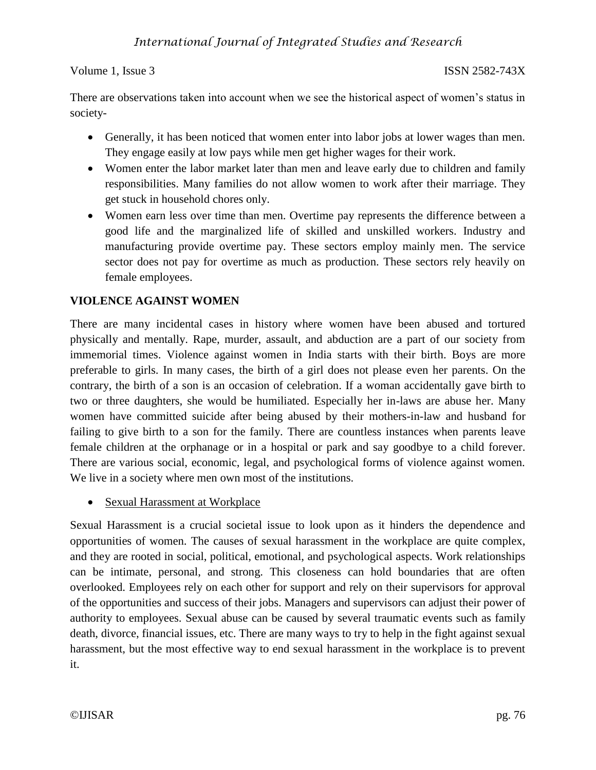There are observations taken into account when we see the historical aspect of women's status in society-

- Generally, it has been noticed that women enter into labor jobs at lower wages than men. They engage easily at low pays while men get higher wages for their work.
- Women enter the labor market later than men and leave early due to children and family responsibilities. Many families do not allow women to work after their marriage. They get stuck in household chores only.
- Women earn less over time than men. Overtime pay represents the difference between a good life and the marginalized life of skilled and unskilled workers. Industry and manufacturing provide overtime pay. These sectors employ mainly men. The service sector does not pay for overtime as much as production. These sectors rely heavily on female employees.

## VIOLENCE AGAINST WOMEN

There are many incidental cases in history where women have been abused and tortured physically and mentally. Rape, murder, assault, and abduction are a part of our society from immemorial times. Violence against women in India starts with their birth. Boys are more preferable to girls. In many cases, the birth of a girl does not please even her parents. On the contrary, the birth of a son is an occasion of celebration. If a woman accidentally gave birth to two or three daughters, she would be humiliated. Especially her in-laws are abuse her. Many women have committed suicide after being abused by their mothers-in-law and husband for failing to give birth to a son for the family. There are countless instances when parents leave female children at the orphanage or in a hospital or park and say goodbye to a child forever. There are various social, economic, legal, and psychological forms of violence against women. We live in a society where men own most of the institutions.

- <u>Sexual Harassment at Workplace</u>

Sexual Harassment is a crucial societal issue to look upon as it hinders the dependence and opportunities of women. The causes of sexual harassment in the workplace are quite complex, and they are rooted in social, political, emotional, and psychological aspects. Work relationships can be intimate, personal, and strong. This closeness can hold boundaries that are often overlooked. Employees rely on each other for support and rely on their supervisors for approval of the opportunities and success of their jobs. Managers and supervisors can adjust their power of authority to employees. Sexual abuse can be caused by several traumatic events such as family death, divorce, financial issues, etc. There are many ways to try to help in the fight against sexual harassment, but the most effective way to end sexual harassment in the workplace is to prevent it.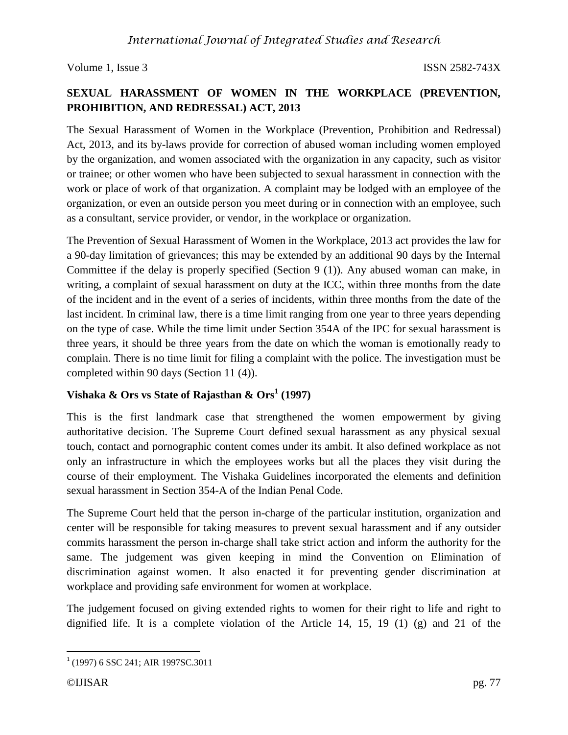## SEXUAL HARASSMENT OF WOMEN IN THE WORKPLACE (PREVENTION, PROHIBITION, AND REDRESSAL) ACT, 2013

The Sexual Harassment of Women in the Workplace (Prevention, Prohibition and Redressal) Act, 2013, and its by-laws provide for correction of abused woman including women employed by the organization, and women associated with the organization in any capacity, such as visitor or trainee; or other women who have been subjected to sexual harassment in connection with the work or place of work of that organization. A complaint may be lodged with an employee of the organization, or even an outside person you meet during or in connection with an employee, such as a consultant, service provider, or vendor, in the workplace or organization.

The Prevention of Sexual Harassment of Women in the Workplace, 2013 act provides the law for a 90-day limitation of grievances; this may be extended by an additional 90 days by the Internal Committee if the delay is properly specified (Section 9 (1)). Any abused woman can make, in writing, a complaint of sexual harassment on duty at the ICC, within three months from the date of the incident and in the event of a series of incidents, within three months from the date of the last incident. In criminal law, there is a time limit ranging from one year to three years depending on the type of case. While the time limit under Section 354A of the IPC for sexual harassment is three years, it should be three years from the date on which the woman is emotionally ready to complain. There is no time limit for filing a complaint with the police. The investigation must be completed within 90 days (Section 11 (4)).

### Vishaka & Ors vs State of Rajasthan & Ors[1] (1997)

This is the first landmark case that strengthened the women empowerment by giving authoritative decision. The Supreme Court defined sexual harassment as any physical sexual touch, contact and pornographic content comes under its ambit. It also defined workplace as not only an infrastructure in which the employees works but all the places they visit during the course of their employment. The Vishaka Guidelines incorporated the elements and definition sexual harassment in Section 354-A of the Indian Penal Code.

The Supreme Court held that the person in-charge of the particular institution, organization and center will be responsible for taking measures to prevent sexual harassment and if any outsider commits harassment the person in-charge shall take strict action and inform the authority for the same. The judgement was given keeping in mind the Convention on Elimination of discrimination against women. It also enacted it for preventing gender discrimination at workplace and providing safe environment for women at workplace.

The judgement focused on giving extended rights to women for their right to life and right to dignified life. It is a complete violation of the Article 14, 15, 19 (1) (g) and 21 of the

---

[1] (1997) 6 SSC 241; AIR 1997SC.3011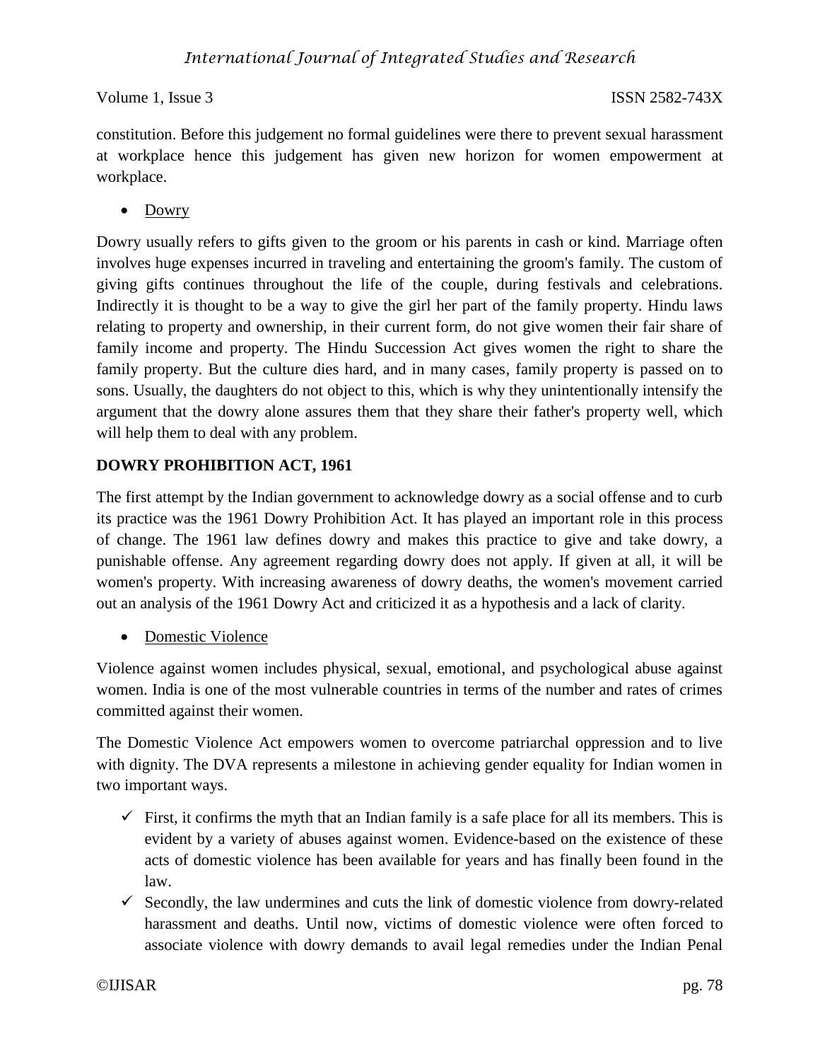constitution. Before this judgement no formal guidelines were there to prevent sexual harassment at workplace hence this judgement has given new horizon for women empowerment at workplace.

- Dowry

Dowry usually refers to gifts given to the groom or his parents in cash or kind. Marriage often involves huge expenses incurred in traveling and entertaining the groom's family. The custom of giving gifts continues throughout the life of the couple, during festivals and celebrations. Indirectly it is thought to be a way to give the girl her part of the family property. Hindu laws relating to property and ownership, in their current form, do not give women their fair share of family income and property. The Hindu Succession Act gives women the right to share the family property. But the culture dies hard, and in many cases, family property is passed on to sons. Usually, the daughters do not object to this, which is why they unintentionally intensify the argument that the dowry alone assures them that they share their father's property well, which will help them to deal with any problem.

**DOWRY PROHIBITION ACT, 1961**

The first attempt by the Indian government to acknowledge dowry as a social offense and to curb its practice was the 1961 Dowry Prohibition Act. It has played an important role in this process of change. The 1961 law defines dowry and makes this practice to give and take dowry, a punishable offense. Any agreement regarding dowry does not apply. If given at all, it will be women's property. With increasing awareness of dowry deaths, the women's movement carried out an analysis of the 1961 Dowry Act and criticized it as a hypothesis and a lack of clarity.

- Domestic Violence

Violence against women includes physical, sexual, emotional, and psychological abuse against women. India is one of the most vulnerable countries in terms of the number and rates of crimes committed against their women.

The Domestic Violence Act empowers women to overcome patriarchal oppression and to live with dignity. The DVA represents a milestone in achieving gender equality for Indian women in two important ways.

- ✓ First, it confirms the myth that an Indian family is a safe place for all its members. This is evident by a variety of abuses against women. Evidence-based on the existence of these acts of domestic violence has been available for years and has finally been found in the law.
- ✓ Secondly, the law undermines and cuts the link of domestic violence from dowry-related harassment and deaths. Until now, victims of domestic violence were often forced to associate violence with dowry demands to avail legal remedies under the Indian Penal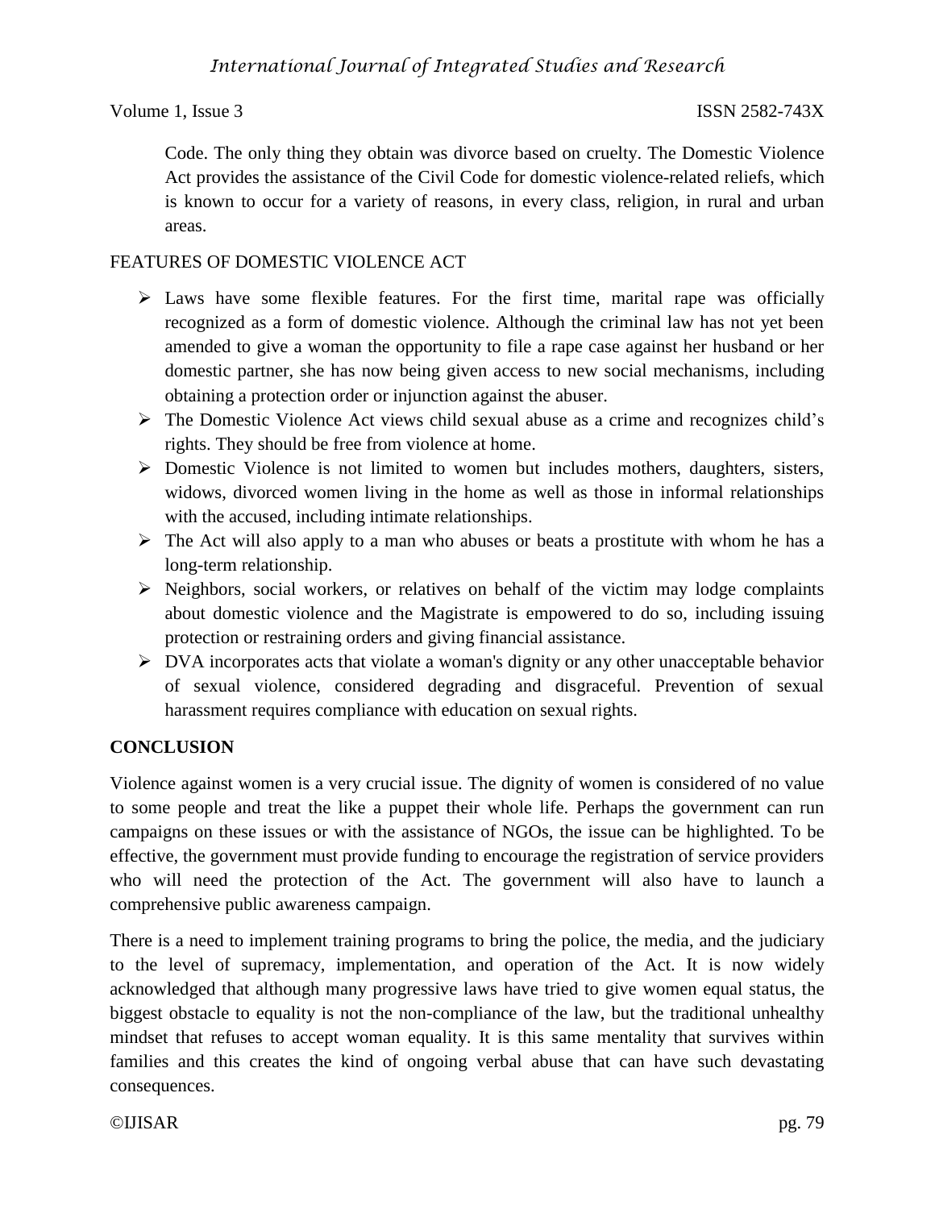Code. The only thing they obtain was divorce based on cruelty. The Domestic Violence Act provides the assistance of the Civil Code for domestic violence-related reliefs, which is known to occur for a variety of reasons, in every class, religion, in rural and urban areas.

FEATURES OF DOMESTIC VIOLENCE ACT

- Laws have some flexible features. For the first time, marital rape was officially recognized as a form of domestic violence. Although the criminal law has not yet been amended to give a woman the opportunity to file a rape case against her husband or her domestic partner, she has now being given access to new social mechanisms, including obtaining a protection order or injunction against the abuser.
- The Domestic Violence Act views child sexual abuse as a crime and recognizes child's rights. They should be free from violence at home.
- Domestic Violence is not limited to women but includes mothers, daughters, sisters, widows, divorced women living in the home as well as those in informal relationships with the accused, including intimate relationships.
- The Act will also apply to a man who abuses or beats a prostitute with whom he has a long-term relationship.
- Neighbors, social workers, or relatives on behalf of the victim may lodge complaints about domestic violence and the Magistrate is empowered to do so, including issuing protection or restraining orders and giving financial assistance.
- DVA incorporates acts that violate a woman's dignity or any other unacceptable behavior of sexual violence, considered degrading and disgraceful. Prevention of sexual harassment requires compliance with education on sexual rights.

**CONCLUSION**

Violence against women is a very crucial issue. The dignity of women is considered of no value to some people and treat the like a puppet their whole life. Perhaps the government can run campaigns on these issues or with the assistance of NGOs, the issue can be highlighted. To be effective, the government must provide funding to encourage the registration of service providers who will need the protection of the Act. The government will also have to launch a comprehensive public awareness campaign.

There is a need to implement training programs to bring the police, the media, and the judiciary to the level of supremacy, implementation, and operation of the Act. It is now widely acknowledged that although many progressive laws have tried to give women equal status, the biggest obstacle to equality is not the non-compliance of the law, but the traditional unhealthy mindset that refuses to accept woman equality. It is this same mentality that survives within families and this creates the kind of ongoing verbal abuse that can have such devastating consequences.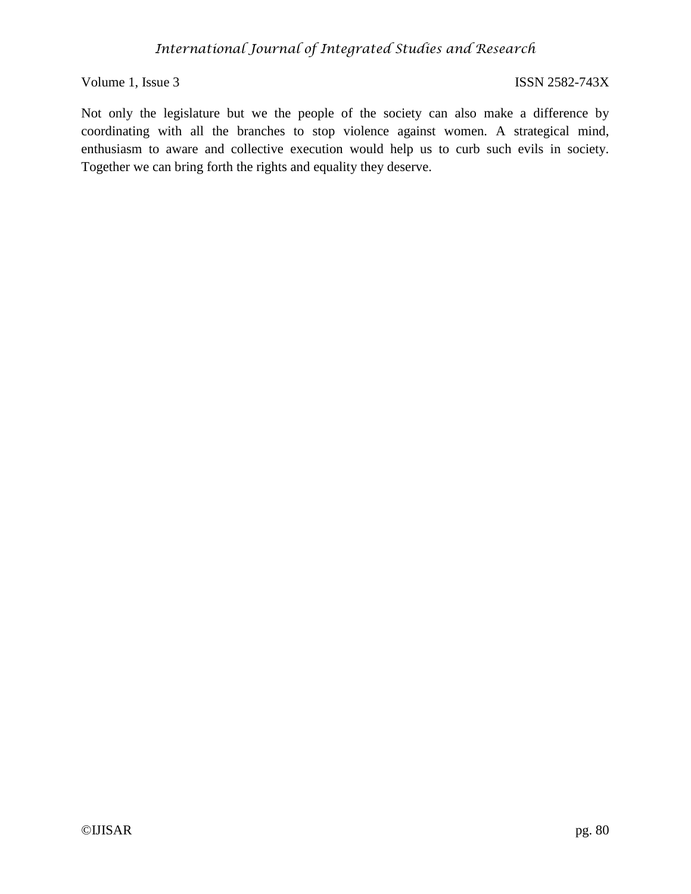Not only the legislature but we the people of the society can also make a difference by coordinating with all the branches to stop violence against women. A strategical mind, enthusiasm to aware and collective execution would help us to curb such evils in society. Together we can bring forth the rights and equality they deserve.